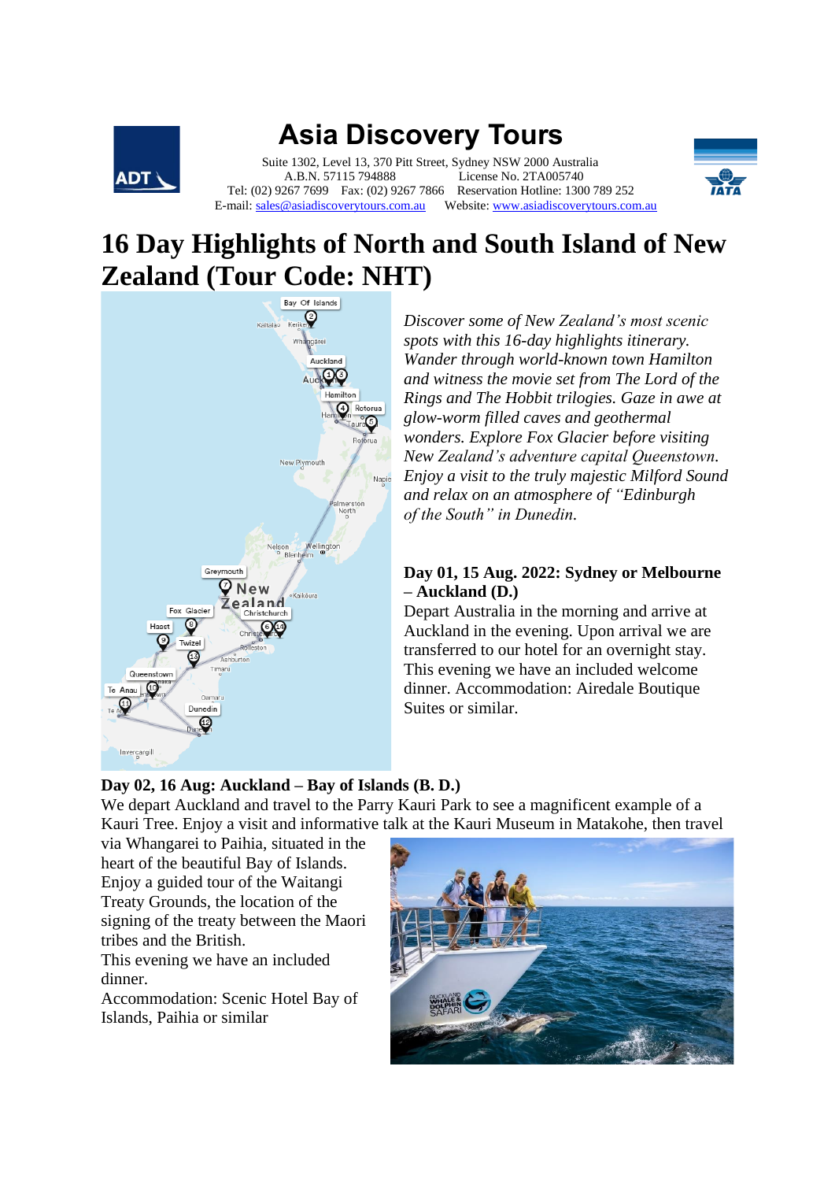# Asia Discovery Tours

Suite 1302, Level 13, 370 Pitt Street, Sydney NSW 2000 Australia
A.B.N. 57115 794888 License No. 2TA005740
Tel: (02) 9267 7699 Fax: (02) 9267 7866 Reservation Hotline: 1300 789 252
E-mail: sales@asiadiscoverytours.com.au Website: www.asiadiscoverytours.com.au

# 16 Day Highlights of North and South Island of New Zealand (Tour Code: NHT)

*Discover some of New Zealand's most scenic spots with this 16-day highlights itinerary. Wander through world-known town Hamilton and witness the movie set from The Lord of the Rings and The Hobbit trilogies. Gaze in awe at glow-worm filled caves and geothermal wonders. Explore Fox Glacier before visiting New Zealand's adventure capital Queenstown. Enjoy a visit to the truly majestic Milford Sound and relax on an atmosphere of "Edinburgh of the South" in Dunedin.*

**Day 01, 15 Aug. 2022: Sydney or Melbourne – Auckland (D.)**

Depart Australia in the morning and arrive at Auckland in the evening. Upon arrival we are transferred to our hotel for an overnight stay. This evening we have an included welcome dinner. Accommodation: Airedale Boutique Suites or similar.

**Day 02, 16 Aug: Auckland – Bay of Islands (B. D.)**

We depart Auckland and travel to the Parry Kauri Park to see a magnificent example of a Kauri Tree. Enjoy a visit and informative talk at the Kauri Museum in Matakohe, then travel via Whangarei to Paihia, situated in the heart of the beautiful Bay of Islands. Enjoy a guided tour of the Waitangi Treaty Grounds, the location of the signing of the treaty between the Maori tribes and the British.

This evening we have an included dinner.

Accommodation: Scenic Hotel Bay of Islands, Paihia or similar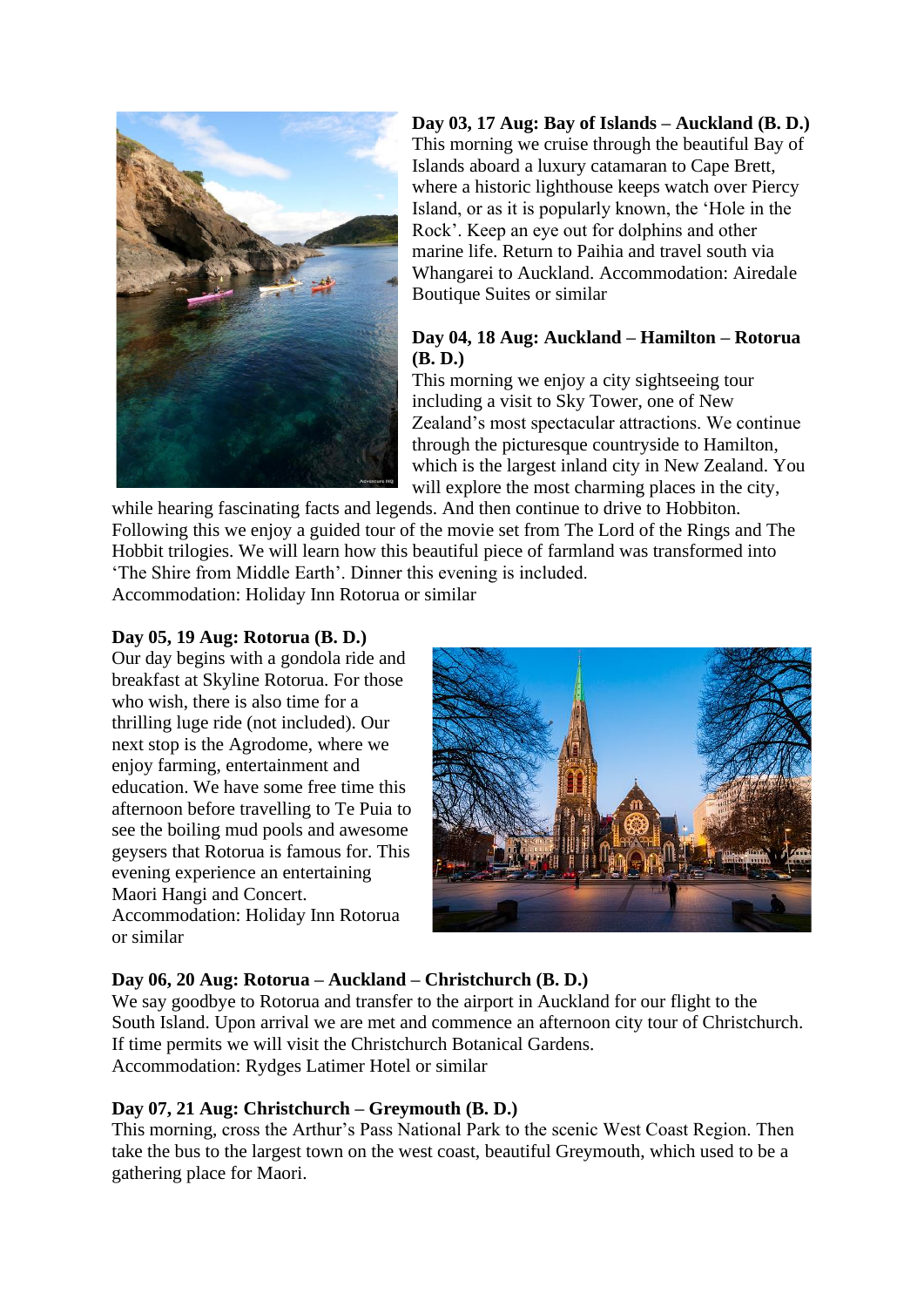**Day 03, 17 Aug: Bay of Islands – Auckland (B. D.)**
This morning we cruise through the beautiful Bay of Islands aboard a luxury catamaran to Cape Brett, where a historic lighthouse keeps watch over Piercy Island, or as it is popularly known, the 'Hole in the Rock'. Keep an eye out for dolphins and other marine life. Return to Paihia and travel south via Whangarei to Auckland. Accommodation: Airedale Boutique Suites or similar

**Day 04, 18 Aug: Auckland – Hamilton – Rotorua (B. D.)**
This morning we enjoy a city sightseeing tour including a visit to Sky Tower, one of New Zealand's most spectacular attractions. We continue through the picturesque countryside to Hamilton, which is the largest inland city in New Zealand. You will explore the most charming places in the city, while hearing fascinating facts and legends. And then continue to drive to Hobbiton. Following this we enjoy a guided tour of the movie set from The Lord of the Rings and The Hobbit trilogies. We will learn how this beautiful piece of farmland was transformed into 'The Shire from Middle Earth'. Dinner this evening is included.
Accommodation: Holiday Inn Rotorua or similar

**Day 05, 19 Aug: Rotorua (B. D.)**
Our day begins with a gondola ride and breakfast at Skyline Rotorua. For those who wish, there is also time for a thrilling luge ride (not included). Our next stop is the Agrodome, where we enjoy farming, entertainment and education. We have some free time this afternoon before travelling to Te Puia to see the boiling mud pools and awesome geysers that Rotorua is famous for. This evening experience an entertaining Maori Hangi and Concert.
Accommodation: Holiday Inn Rotorua or similar

**Day 06, 20 Aug: Rotorua – Auckland – Christchurch (B. D.)**
We say goodbye to Rotorua and transfer to the airport in Auckland for our flight to the South Island. Upon arrival we are met and commence an afternoon city tour of Christchurch. If time permits we will visit the Christchurch Botanical Gardens.
Accommodation: Rydges Latimer Hotel or similar

**Day 07, 21 Aug: Christchurch – Greymouth (B. D.)**
This morning, cross the Arthur's Pass National Park to the scenic West Coast Region. Then take the bus to the largest town on the west coast, beautiful Greymouth, which used to be a gathering place for Maori.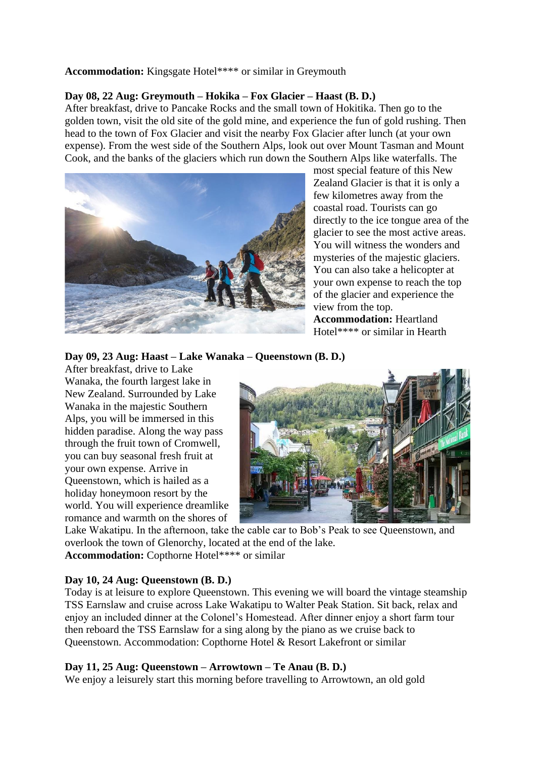**Accommodation:** Kingsgate Hotel**** or similar in Greymouth

**Day 08, 22 Aug: Greymouth – Hokika – Fox Glacier – Haast (B. D.)**
After breakfast, drive to Pancake Rocks and the small town of Hokitika. Then go to the golden town, visit the old site of the gold mine, and experience the fun of gold rushing. Then head to the town of Fox Glacier and visit the nearby Fox Glacier after lunch (at your own expense). From the west side of the Southern Alps, look out over Mount Tasman and Mount Cook, and the banks of the glaciers which run down the Southern Alps like waterfalls. The most special feature of this New Zealand Glacier is that it is only a few kilometres away from the coastal road. Tourists can go directly to the ice tongue area of the glacier to see the most active areas. You will witness the wonders and mysteries of the majestic glaciers. You can also take a helicopter at your own expense to reach the top of the glacier and experience the view from the top.
**Accommodation:** Heartland Hotel**** or similar in Hearth

**Day 09, 23 Aug: Haast – Lake Wanaka – Queenstown (B. D.)**
After breakfast, drive to Lake Wanaka, the fourth largest lake in New Zealand. Surrounded by Lake Wanaka in the majestic Southern Alps, you will be immersed in this hidden paradise. Along the way pass through the fruit town of Cromwell, you can buy seasonal fresh fruit at your own expense. Arrive in Queenstown, which is hailed as a holiday honeymoon resort by the world. You will experience dreamlike romance and warmth on the shores of Lake Wakatipu. In the afternoon, take the cable car to Bob's Peak to see Queenstown, and overlook the town of Glenorchy, located at the end of the lake.
**Accommodation:** Copthorne Hotel**** or similar

**Day 10, 24 Aug: Queenstown (B. D.)**
Today is at leisure to explore Queenstown. This evening we will board the vintage steamship TSS Earnslaw and cruise across Lake Wakatipu to Walter Peak Station. Sit back, relax and enjoy an included dinner at the Colonel's Homestead. After dinner enjoy a short farm tour then reboard the TSS Earnslaw for a sing along by the piano as we cruise back to Queenstown. Accommodation: Copthorne Hotel & Resort Lakefront or similar

**Day 11, 25 Aug: Queenstown – Arrowtown – Te Anau (B. D.)**
We enjoy a leisurely start this morning before travelling to Arrowtown, an old gold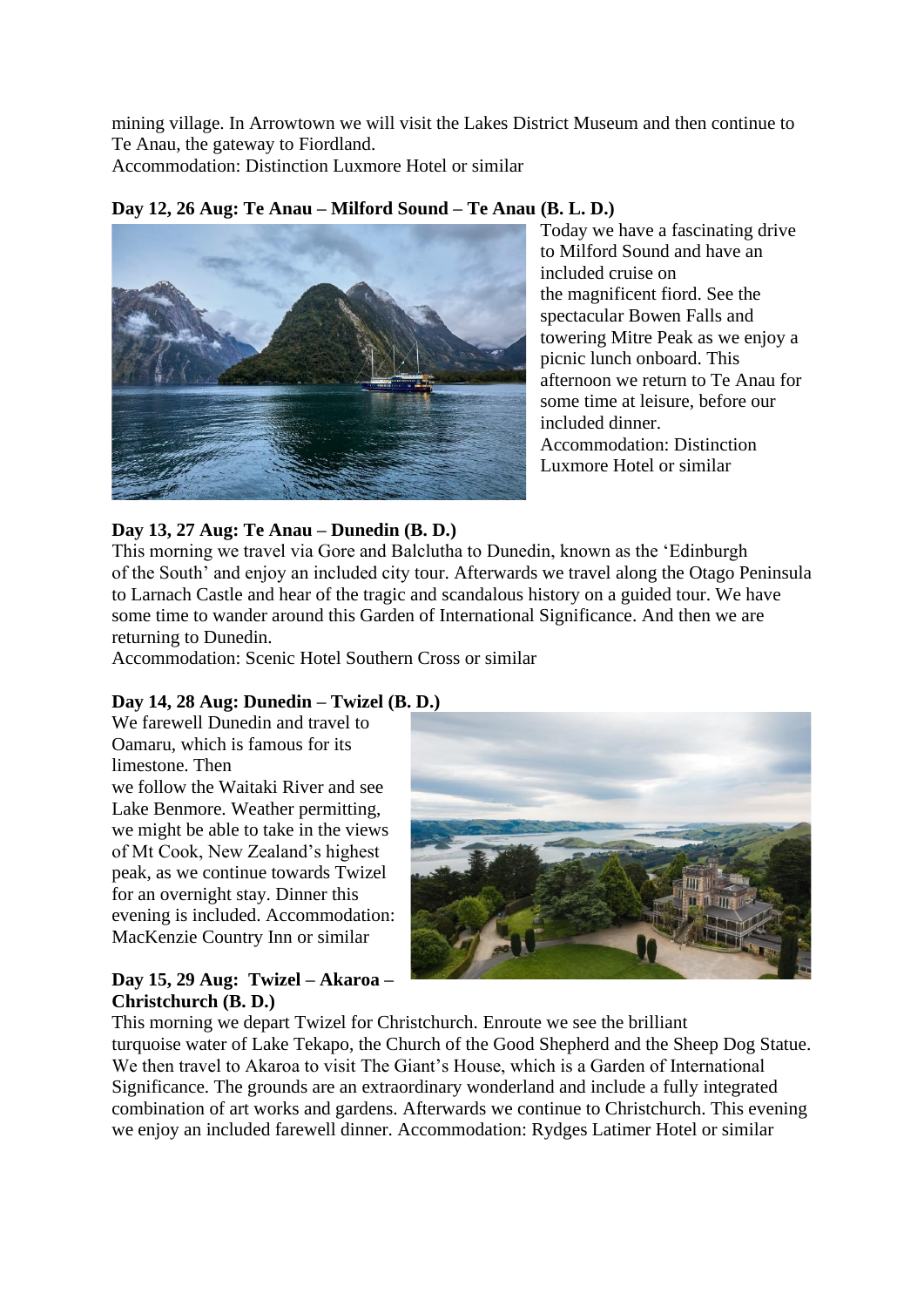mining village. In Arrowtown we will visit the Lakes District Museum and then continue to Te Anau, the gateway to Fiordland.
Accommodation: Distinction Luxmore Hotel or similar

**Day 12, 26 Aug: Te Anau – Milford Sound – Te Anau (B. L. D.)**

Today we have a fascinating drive to Milford Sound and have an included cruise on the magnificent fiord. See the spectacular Bowen Falls and towering Mitre Peak as we enjoy a picnic lunch onboard. This afternoon we return to Te Anau for some time at leisure, before our included dinner.
Accommodation: Distinction Luxmore Hotel or similar

**Day 13, 27 Aug: Te Anau – Dunedin (B. D.)**

This morning we travel via Gore and Balclutha to Dunedin, known as the 'Edinburgh of the South' and enjoy an included city tour. Afterwards we travel along the Otago Peninsula to Larnach Castle and hear of the tragic and scandalous history on a guided tour. We have some time to wander around this Garden of International Significance. And then we are returning to Dunedin.
Accommodation: Scenic Hotel Southern Cross or similar

**Day 14, 28 Aug: Dunedin – Twizel (B. D.)**

We farewell Dunedin and travel to Oamaru, which is famous for its limestone. Then we follow the Waitaki River and see Lake Benmore. Weather permitting, we might be able to take in the views of Mt Cook, New Zealand's highest peak, as we continue towards Twizel for an overnight stay. Dinner this evening is included. Accommodation: MacKenzie Country Inn or similar

**Day 15, 29 Aug: Twizel – Akaroa – Christchurch (B. D.)**

This morning we depart Twizel for Christchurch. Enroute we see the brilliant turquoise water of Lake Tekapo, the Church of the Good Shepherd and the Sheep Dog Statue. We then travel to Akaroa to visit The Giant's House, which is a Garden of International Significance. The grounds are an extraordinary wonderland and include a fully integrated combination of art works and gardens. Afterwards we continue to Christchurch. This evening we enjoy an included farewell dinner. Accommodation: Rydges Latimer Hotel or similar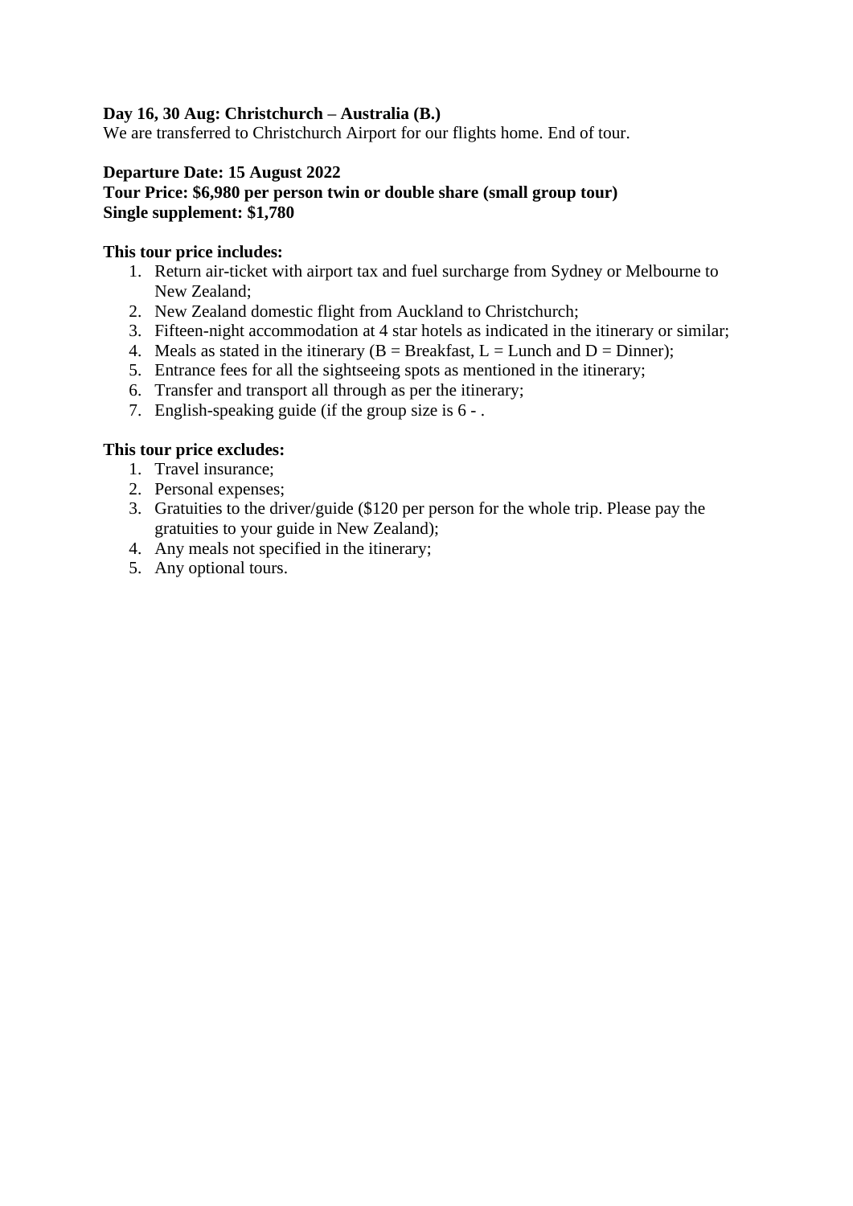**Day 16, 30 Aug: Christchurch – Australia (B.)**
We are transferred to Christchurch Airport for our flights home. End of tour.

**Departure Date: 15 August 2022**
**Tour Price: $6,980 per person twin or double share (small group tour)**
**Single supplement: $1,780**

**This tour price includes:**

1. Return air-ticket with airport tax and fuel surcharge from Sydney or Melbourne to New Zealand;
2. New Zealand domestic flight from Auckland to Christchurch;
3. Fifteen-night accommodation at 4 star hotels as indicated in the itinerary or similar;
4. Meals as stated in the itinerary (B = Breakfast, L = Lunch and D = Dinner);
5. Entrance fees for all the sightseeing spots as mentioned in the itinerary;
6. Transfer and transport all through as per the itinerary;
7. English-speaking guide (if the group size is 6 - .

**This tour price excludes:**

1. Travel insurance;
2. Personal expenses;
3. Gratuities to the driver/guide ($120 per person for the whole trip. Please pay the gratuities to your guide in New Zealand);
4. Any meals not specified in the itinerary;
5. Any optional tours.